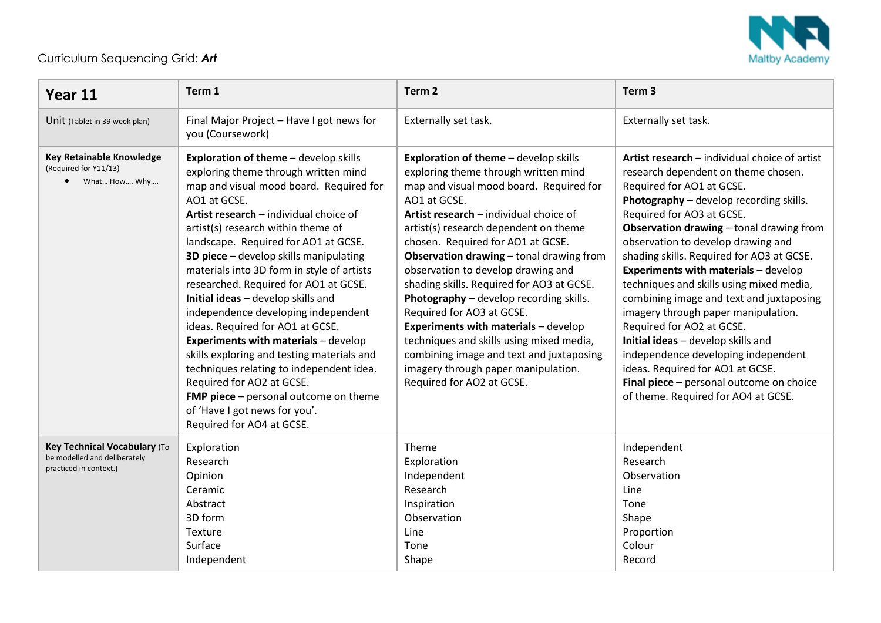Curriculum Sequencing Grid: ***Art***

Maltby Academy

| **Year 11** | **Term 1** | **Term 2** | **Term 3** |
|---|---|---|---|
| Unit (Tablet in 39 week plan) | Final Major Project – Have I got news for you (Coursework) | Externally set task. | Externally set task. |
| **Key Retainable Knowledge** (Required for Y11/13)<br>• What… How…. Why…. | **Exploration of theme** – develop skills exploring theme through written mind map and visual mood board. Required for AO1 at GCSE.<br>**Artist research** – individual choice of artist(s) research within theme of landscape. Required for AO1 at GCSE.<br>**3D piece** – develop skills manipulating materials into 3D form in style of artists researched. Required for AO1 at GCSE.<br>**Initial ideas** – develop skills and independence developing independent ideas. Required for AO1 at GCSE.<br>**Experiments with materials** – develop skills exploring and testing materials and techniques relating to independent idea. Required for AO2 at GCSE.<br>**FMP piece** – personal outcome on theme of 'Have I got news for you'. Required for AO4 at GCSE. | **Exploration of theme** – develop skills exploring theme through written mind map and visual mood board. Required for AO1 at GCSE.<br>**Artist research** – individual choice of artist(s) research dependent on theme chosen. Required for AO1 at GCSE.<br>**Observation drawing** – tonal drawing from observation to develop drawing and shading skills. Required for AO3 at GCSE.<br>**Photography** – develop recording skills. Required for AO3 at GCSE.<br>**Experiments with materials** – develop techniques and skills using mixed media, combining image and text and juxtaposing imagery through paper manipulation. Required for AO2 at GCSE. | **Artist research** – individual choice of artist research dependent on theme chosen. Required for AO1 at GCSE.<br>**Photography** – develop recording skills. Required for AO3 at GCSE.<br>**Observation drawing** – tonal drawing from observation to develop drawing and shading skills. Required for AO3 at GCSE.<br>**Experiments with materials** – develop techniques and skills using mixed media, combining image and text and juxtaposing imagery through paper manipulation. Required for AO2 at GCSE.<br>**Initial ideas** – develop skills and independence developing independent ideas. Required for AO1 at GCSE.<br>**Final piece** – personal outcome on choice of theme. Required for AO4 at GCSE. |
| **Key Technical Vocabulary** (To be modelled and deliberately practiced in context.) | Exploration<br>Research<br>Opinion<br>Ceramic<br>Abstract<br>3D form<br>Texture<br>Surface<br>Independent | Theme<br>Exploration<br>Independent<br>Research<br>Inspiration<br>Observation<br>Line<br>Tone<br>Shape | Independent<br>Research<br>Observation<br>Line<br>Tone<br>Shape<br>Proportion<br>Colour<br>Record |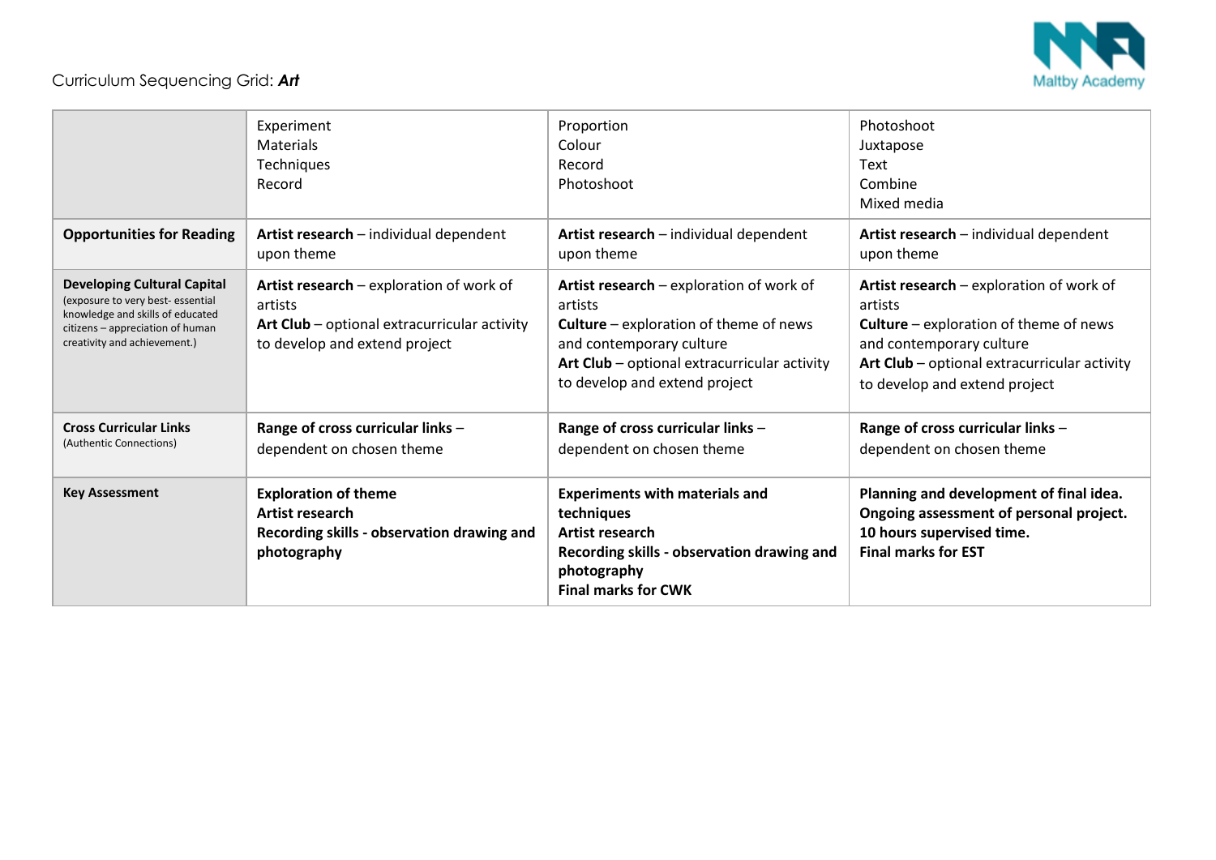Curriculum Sequencing Grid: ***Art***

| | | | |
|---|---|---|---|
| | Experiment<br>Materials<br>Techniques<br>Record | Proportion<br>Colour<br>Record<br>Photoshoot | Photoshoot<br>Juxtapose<br>Text<br>Combine<br>Mixed media |
| **Opportunities for Reading** | **Artist research** – individual dependent upon theme | **Artist research** – individual dependent upon theme | **Artist research** – individual dependent upon theme |
| **Developing Cultural Capital**<br>(exposure to very best- essential knowledge and skills of educated citizens – appreciation of human creativity and achievement.) | **Artist research** – exploration of work of artists<br>**Art Club** – optional extracurricular activity to develop and extend project | **Artist research** – exploration of work of artists<br>**Culture** – exploration of theme of news and contemporary culture<br>**Art Club** – optional extracurricular activity to develop and extend project | **Artist research** – exploration of work of artists<br>**Culture** – exploration of theme of news and contemporary culture<br>**Art Club** – optional extracurricular activity to develop and extend project |
| **Cross Curricular Links**<br>(Authentic Connections) | **Range of cross curricular links** – dependent on chosen theme | **Range of cross curricular links** – dependent on chosen theme | **Range of cross curricular links** – dependent on chosen theme |
| **Key Assessment** | **Exploration of theme**<br>**Artist research**<br>**Recording skills - observation drawing and photography** | **Experiments with materials and techniques**<br>**Artist research**<br>**Recording skills - observation drawing and photography**<br>**Final marks for CWK** | **Planning and development of final idea.**<br>**Ongoing assessment of personal project.**<br>**10 hours supervised time.**<br>**Final marks for EST** |